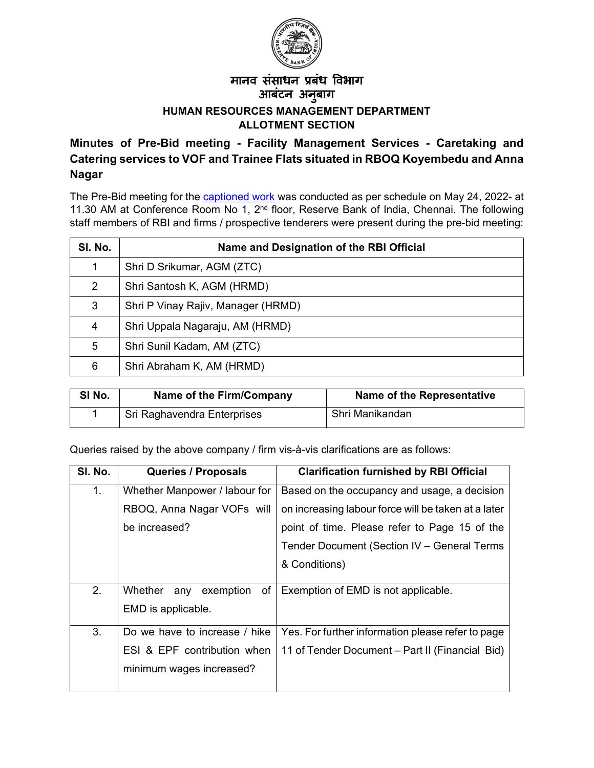मानव संसाधन प्रबंध विभाग
आबंटन अनुबाग

**HUMAN RESOURCES MANAGEMENT DEPARTMENT**
**ALLOTMENT SECTION**

## Minutes of Pre-Bid meeting - Facility Management Services - Caretaking and Catering services to VOF and Trainee Flats situated in RBOQ Koyembedu and Anna Nagar

The Pre-Bid meeting for the captioned work was conducted as per schedule on May 24, 2022- at 11.30 AM at Conference Room No 1, 2nd floor, Reserve Bank of India, Chennai. The following staff members of RBI and firms / prospective tenderers were present during the pre-bid meeting:

| Sl. No. | Name and Designation of the RBI Official |
|---|---|
| 1 | Shri D Srikumar, AGM (ZTC) |
| 2 | Shri Santosh K, AGM (HRMD) |
| 3 | Shri P Vinay Rajiv, Manager (HRMD) |
| 4 | Shri Uppala Nagaraju, AM (HRMD) |
| 5 | Shri Sunil Kadam, AM (ZTC) |
| 6 | Shri Abraham K, AM (HRMD) |

| Sl No. | Name of the Firm/Company | Name of the Representative |
|---|---|---|
| 1 | Sri Raghavendra Enterprises | Shri Manikandan |

Queries raised by the above company / firm vis-à-vis clarifications are as follows:

| Sl. No. | Queries / Proposals | Clarification furnished by RBI Official |
|---|---|---|
| 1. | Whether Manpower / labour for RBOQ, Anna Nagar VOFs will be increased? | Based on the occupancy and usage, a decision on increasing labour force will be taken at a later point of time. Please refer to Page 15 of the Tender Document (Section IV – General Terms & Conditions) |
| 2. | Whether any exemption of EMD is applicable. | Exemption of EMD is not applicable. |
| 3. | Do we have to increase / hike ESI & EPF contribution when minimum wages increased? | Yes. For further information please refer to page 11 of Tender Document – Part II (Financial Bid) |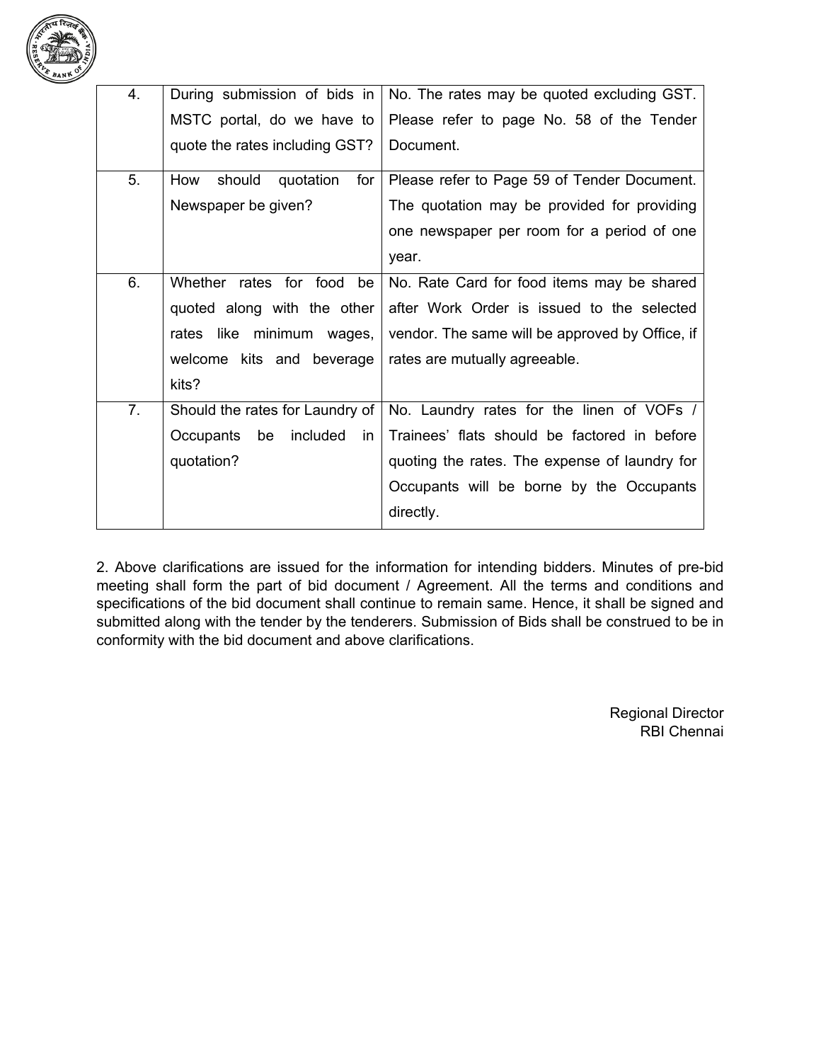| | | |
|---|---|---|
| 4. | During submission of bids in MSTC portal, do we have to quote the rates including GST? | No. The rates may be quoted excluding GST. Please refer to page No. 58 of the Tender Document. |
| 5. | How should quotation for Newspaper be given? | Please refer to Page 59 of Tender Document. The quotation may be provided for providing one newspaper per room for a period of one year. |
| 6. | Whether rates for food be quoted along with the other rates like minimum wages, welcome kits and beverage kits? | No. Rate Card for food items may be shared after Work Order is issued to the selected vendor. The same will be approved by Office, if rates are mutually agreeable. |
| 7. | Should the rates for Laundry of Occupants be included in quotation? | No. Laundry rates for the linen of VOFs / Trainees' flats should be factored in before quoting the rates. The expense of laundry for Occupants will be borne by the Occupants directly. |

2. Above clarifications are issued for the information for intending bidders. Minutes of pre-bid meeting shall form the part of bid document / Agreement. All the terms and conditions and specifications of the bid document shall continue to remain same. Hence, it shall be signed and submitted along with the tender by the tenderers. Submission of Bids shall be construed to be in conformity with the bid document and above clarifications.

Regional Director
RBI Chennai